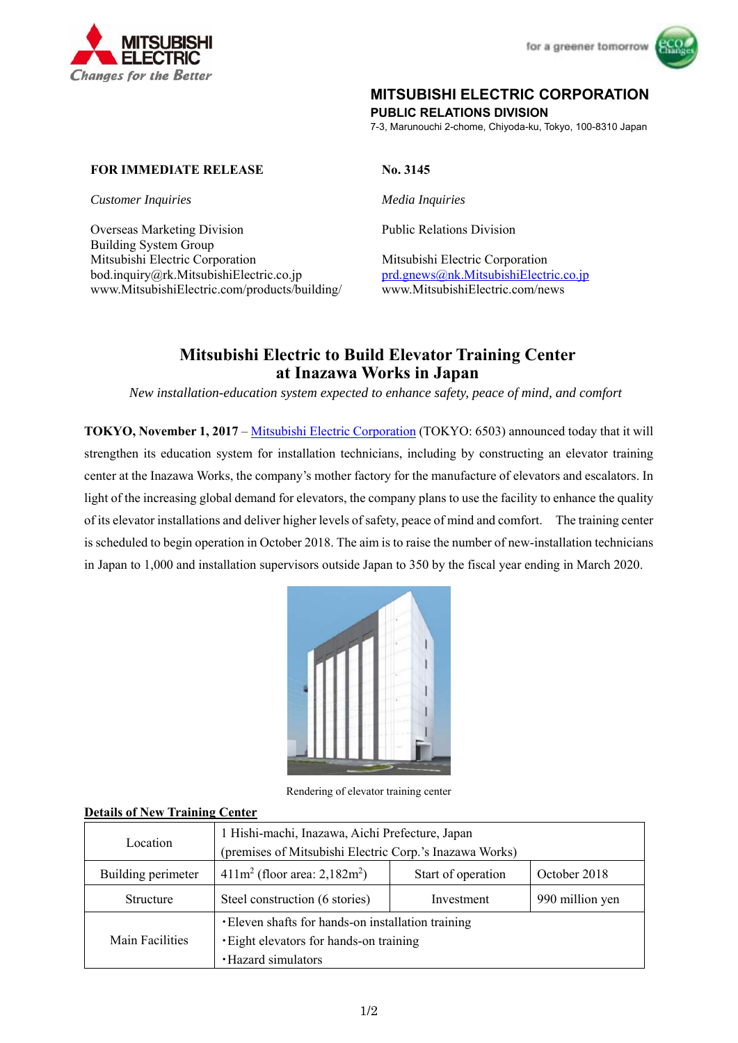MITSUBISHI ELECTRIC

*Changes for the Better*

for a greener tomorrow

**MITSUBISHI ELECTRIC CORPORATION**
**PUBLIC RELATIONS DIVISION**
7-3, Marunouchi 2-chome, Chiyoda-ku, Tokyo, 100-8310 Japan

**FOR IMMEDIATE RELEASE**

**No. 3145**

*Customer Inquiries*

Overseas Marketing Division
Building System Group
Mitsubishi Electric Corporation
bod.inquiry@rk.MitsubishiElectric.co.jp
www.MitsubishiElectric.com/products/building/

*Media Inquiries*

Public Relations Division

Mitsubishi Electric Corporation
prd.gnews@nk.MitsubishiElectric.co.jp
www.MitsubishiElectric.com/news

# Mitsubishi Electric to Build Elevator Training Center at Inazawa Works in Japan

*New installation-education system expected to enhance safety, peace of mind, and comfort*

**TOKYO, November 1, 2017** – Mitsubishi Electric Corporation (TOKYO: 6503) announced today that it will strengthen its education system for installation technicians, including by constructing an elevator training center at the Inazawa Works, the company's mother factory for the manufacture of elevators and escalators. In light of the increasing global demand for elevators, the company plans to use the facility to enhance the quality of its elevator installations and deliver higher levels of safety, peace of mind and comfort. The training center is scheduled to begin operation in October 2018. The aim is to raise the number of new-installation technicians in Japan to 1,000 and installation supervisors outside Japan to 350 by the fiscal year ending in March 2020.

Rendering of elevator training center

**Details of New Training Center**

| Location | 1 Hishi-machi, Inazawa, Aichi Prefecture, Japan (premises of Mitsubishi Electric Corp.'s Inazawa Works) | | |
|---|---|---|---|
| Building perimeter | 411m$^2$ (floor area: 2,182m$^2$) | Start of operation | October 2018 |
| Structure | Steel construction (6 stories) | Investment | 990 million yen |
| Main Facilities | ・Eleven shafts for hands-on installation training<br>・Eight elevators for hands-on training<br>・Hazard simulators | | |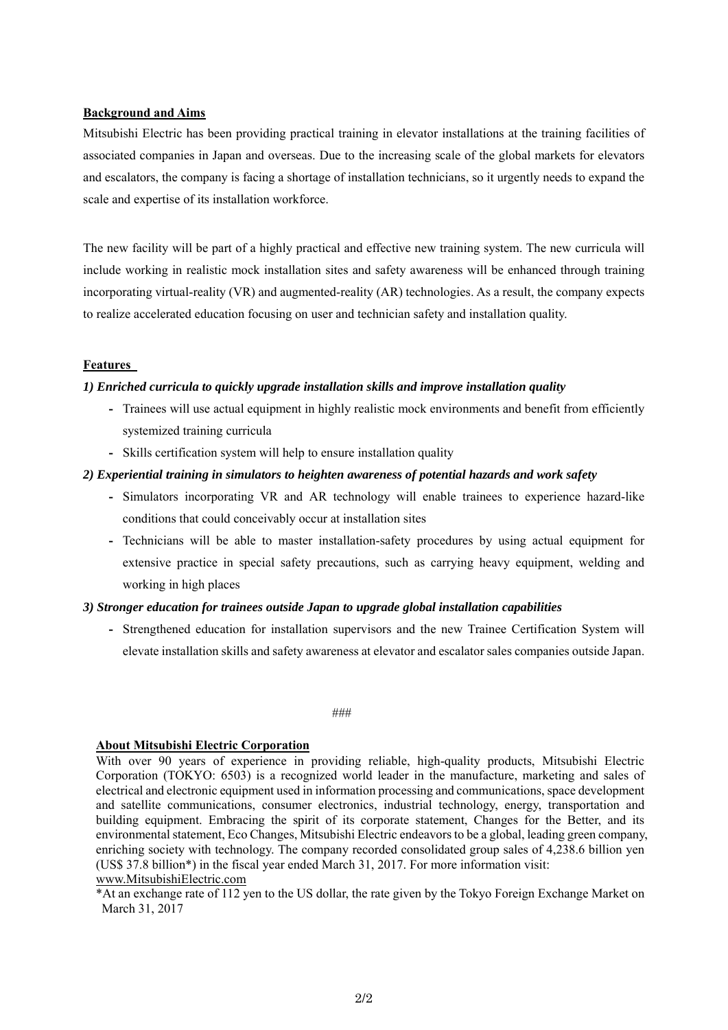**Background and Aims**

Mitsubishi Electric has been providing practical training in elevator installations at the training facilities of associated companies in Japan and overseas. Due to the increasing scale of the global markets for elevators and escalators, the company is facing a shortage of installation technicians, so it urgently needs to expand the scale and expertise of its installation workforce.

The new facility will be part of a highly practical and effective new training system. The new curricula will include working in realistic mock installation sites and safety awareness will be enhanced through training incorporating virtual-reality (VR) and augmented-reality (AR) technologies. As a result, the company expects to realize accelerated education focusing on user and technician safety and installation quality.

**Features**

***1) Enriched curricula to quickly upgrade installation skills and improve installation quality***

- Trainees will use actual equipment in highly realistic mock environments and benefit from efficiently systemized training curricula
- Skills certification system will help to ensure installation quality

***2) Experiential training in simulators to heighten awareness of potential hazards and work safety***

- Simulators incorporating VR and AR technology will enable trainees to experience hazard-like conditions that could conceivably occur at installation sites
- Technicians will be able to master installation-safety procedures by using actual equipment for extensive practice in special safety precautions, such as carrying heavy equipment, welding and working in high places

***3) Stronger education for trainees outside Japan to upgrade global installation capabilities***

- Strengthened education for installation supervisors and the new Trainee Certification System will elevate installation skills and safety awareness at elevator and escalator sales companies outside Japan.

###

**About Mitsubishi Electric Corporation**

With over 90 years of experience in providing reliable, high-quality products, Mitsubishi Electric Corporation (TOKYO: 6503) is a recognized world leader in the manufacture, marketing and sales of electrical and electronic equipment used in information processing and communications, space development and satellite communications, consumer electronics, industrial technology, energy, transportation and building equipment. Embracing the spirit of its corporate statement, Changes for the Better, and its environmental statement, Eco Changes, Mitsubishi Electric endeavors to be a global, leading green company, enriching society with technology. The company recorded consolidated group sales of 4,238.6 billion yen (US$ 37.8 billion*) in the fiscal year ended March 31, 2017. For more information visit: www.MitsubishiElectric.com

*At an exchange rate of 112 yen to the US dollar, the rate given by the Tokyo Foreign Exchange Market on March 31, 2017